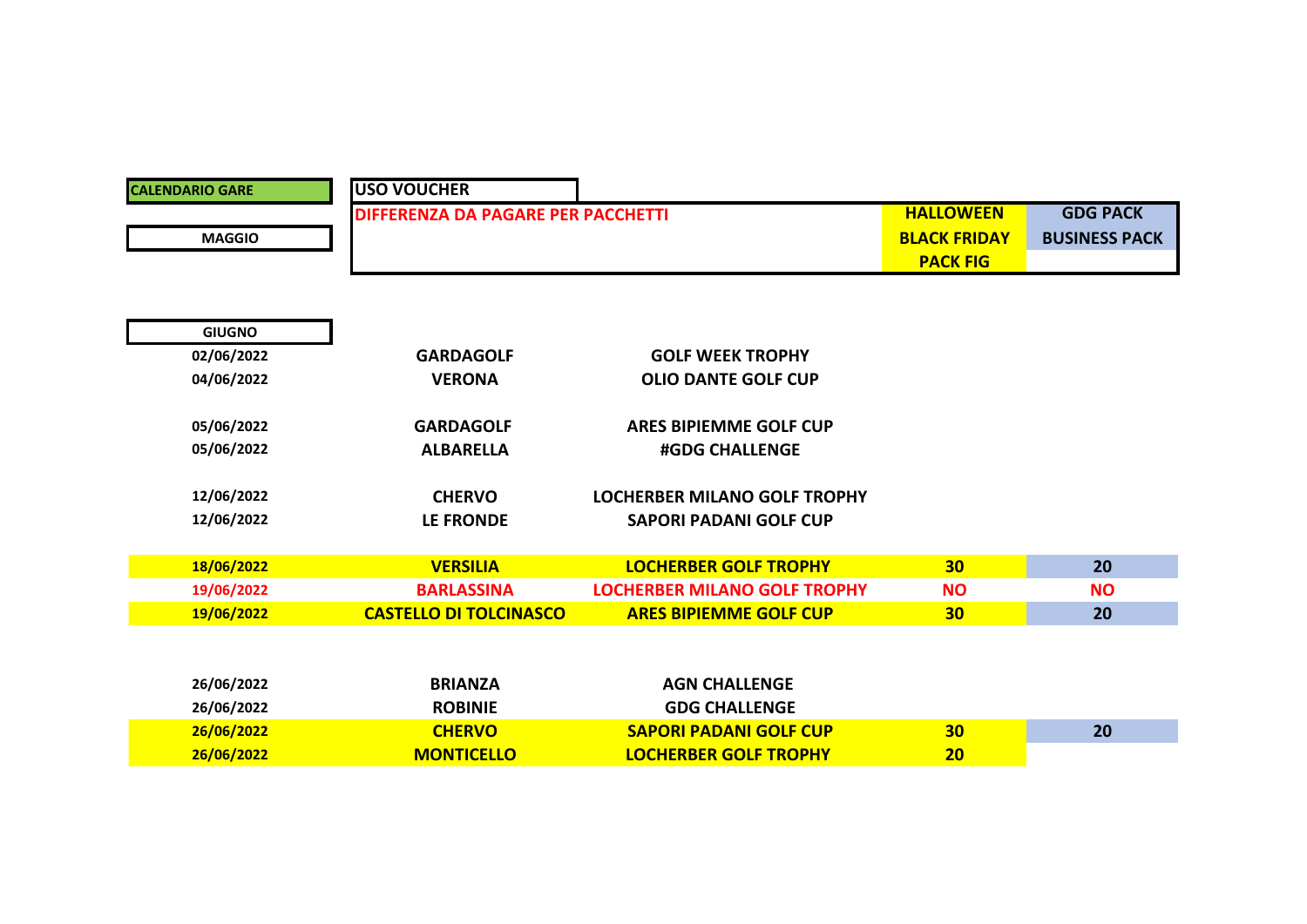**CALENDARIO GARE**

**MAGGIO**

| USO VOUCHER | | | |
|---|---|---|---|
| DIFFERENZA DA PAGARE PER PACCHETTI | | HALLOWEEN<br>BLACK FRIDAY<br>PACK FIG | GDG PACK<br>BUSINESS PACK |

| GIUGNO | | | | |
|---|---|---|---|---|
| 02/06/2022 | GARDAGOLF | GOLF WEEK TROPHY | | |
| 04/06/2022 | VERONA | OLIO DANTE GOLF CUP | | |
| 05/06/2022 | GARDAGOLF | ARES BIPIEMME GOLF CUP | | |
| 05/06/2022 | ALBARELLA | #GDG CHALLENGE | | |
| 12/06/2022 | CHERVO | LOCHERBER MILANO GOLF TROPHY | | |
| 12/06/2022 | LE FRONDE | SAPORI PADANI GOLF CUP | | |
| 18/06/2022 | VERSILIA | LOCHERBER GOLF TROPHY | 30 | 20 |
| 19/06/2022 | BARLASSINA | LOCHERBER MILANO GOLF TROPHY | NO | NO |
| 19/06/2022 | CASTELLO DI TOLCINASCO | ARES BIPIEMME GOLF CUP | 30 | 20 |
| 26/06/2022 | BRIANZA | AGN CHALLENGE | | |
| 26/06/2022 | ROBINIE | GDG CHALLENGE | | |
| 26/06/2022 | CHERVO | SAPORI PADANI GOLF CUP | 30 | 20 |
| 26/06/2022 | MONTICELLO | LOCHERBER GOLF TROPHY | 20 | |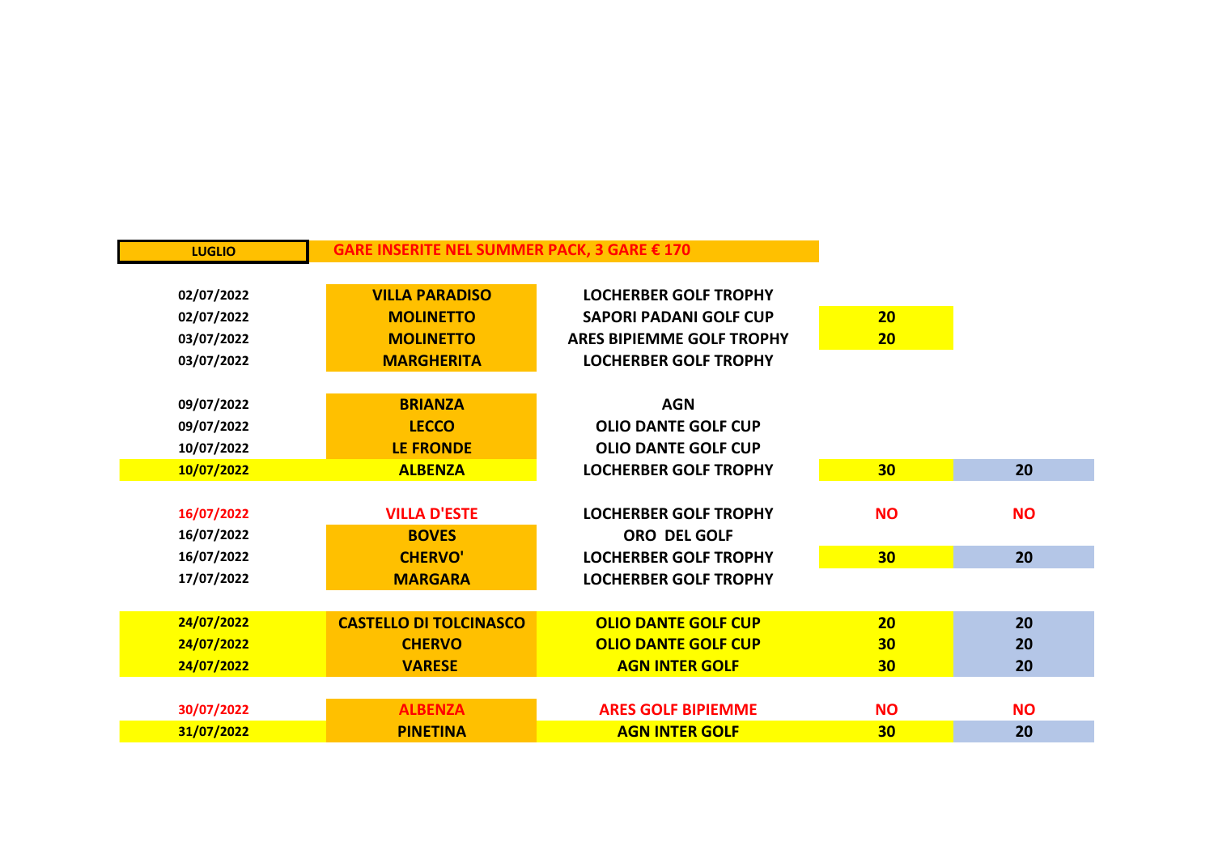| LUGLIO | GARE INSERITE NEL SUMMER PACK, 3 GARE € 170 | | | |
|---|---|---|---|---|
| 02/07/2022 | VILLA PARADISO | LOCHERBER GOLF TROPHY | | |
| 02/07/2022 | MOLINETTO | SAPORI PADANI GOLF CUP | 20 | |
| 03/07/2022 | MOLINETTO | ARES BIPIEMME GOLF TROPHY | 20 | |
| 03/07/2022 | MARGHERITA | LOCHERBER GOLF TROPHY | | |
| | | | | |
| 09/07/2022 | BRIANZA | AGN | | |
| 09/07/2022 | LECCO | OLIO DANTE GOLF CUP | | |
| 10/07/2022 | LE FRONDE | OLIO DANTE GOLF CUP | | |
| 10/07/2022 | ALBENZA | LOCHERBER GOLF TROPHY | 30 | 20 |
| | | | | |
| 16/07/2022 | VILLA D'ESTE | LOCHERBER GOLF TROPHY | NO | NO |
| 16/07/2022 | BOVES | ORO DEL GOLF | | |
| 16/07/2022 | CHERVO' | LOCHERBER GOLF TROPHY | 30 | 20 |
| 17/07/2022 | MARGARA | LOCHERBER GOLF TROPHY | | |
| | | | | |
| 24/07/2022 | CASTELLO DI TOLCINASCO | OLIO DANTE GOLF CUP | 20 | 20 |
| 24/07/2022 | CHERVO | OLIO DANTE GOLF CUP | 30 | 20 |
| 24/07/2022 | VARESE | AGN INTER GOLF | 30 | 20 |
| | | | | |
| 30/07/2022 | ALBENZA | ARES GOLF BIPIEMME | NO | NO |
| 31/07/2022 | PINETINA | AGN INTER GOLF | 30 | 20 |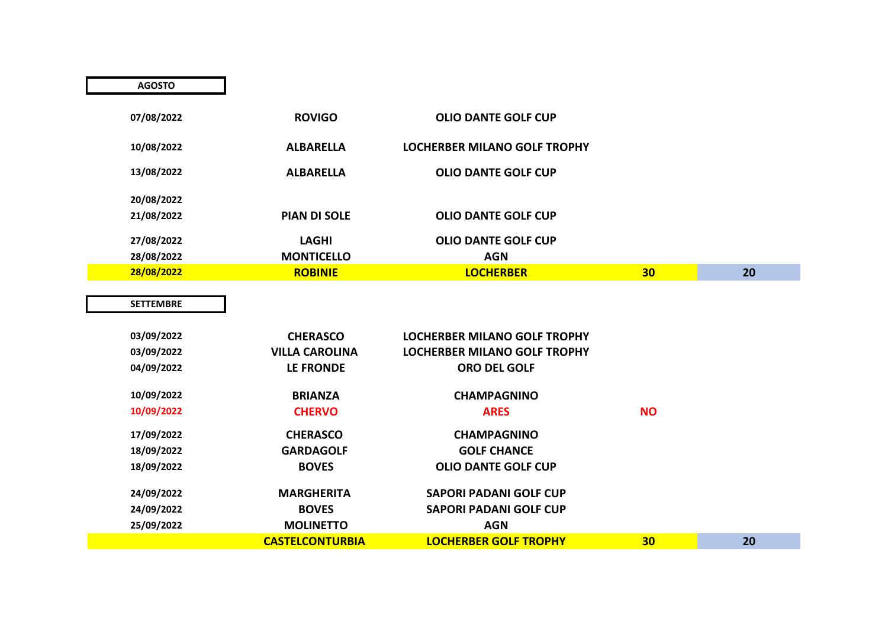**AGOSTO**

| | | | | |
|---|---|---|---|---|
| 07/08/2022 | ROVIGO | OLIO DANTE GOLF CUP | | |
| 10/08/2022 | ALBARELLA | LOCHERBER MILANO GOLF TROPHY | | |
| 13/08/2022 | ALBARELLA | OLIO DANTE GOLF CUP | | |
| 20/08/2022 | | | | |
| 21/08/2022 | PIAN DI SOLE | OLIO DANTE GOLF CUP | | |
| 27/08/2022 | LAGHI | OLIO DANTE GOLF CUP | | |
| 28/08/2022 | MONTICELLO | AGN | | |
| 28/08/2022 | ROBINIE | LOCHERBER | 30 | 20 |

**SETTEMBRE**

| | | | | |
|---|---|---|---|---|
| 03/09/2022 | CHERASCO | LOCHERBER MILANO GOLF TROPHY | | |
| 03/09/2022 | VILLA CAROLINA | LOCHERBER MILANO GOLF TROPHY | | |
| 04/09/2022 | LE FRONDE | ORO DEL GOLF | | |
| 10/09/2022 | BRIANZA | CHAMPAGNINO | | |
| 10/09/2022 | CHERVO | ARES | NO | |
| 17/09/2022 | CHERASCO | CHAMPAGNINO | | |
| 18/09/2022 | GARDAGOLF | GOLF CHANCE | | |
| 18/09/2022 | BOVES | OLIO DANTE GOLF CUP | | |
| 24/09/2022 | MARGHERITA | SAPORI PADANI GOLF CUP | | |
| 24/09/2022 | BOVES | SAPORI PADANI GOLF CUP | | |
| 25/09/2022 | MOLINETTO | AGN | | |
| | CASTELCONTURBIA | LOCHERBER GOLF TROPHY | 30 | 20 |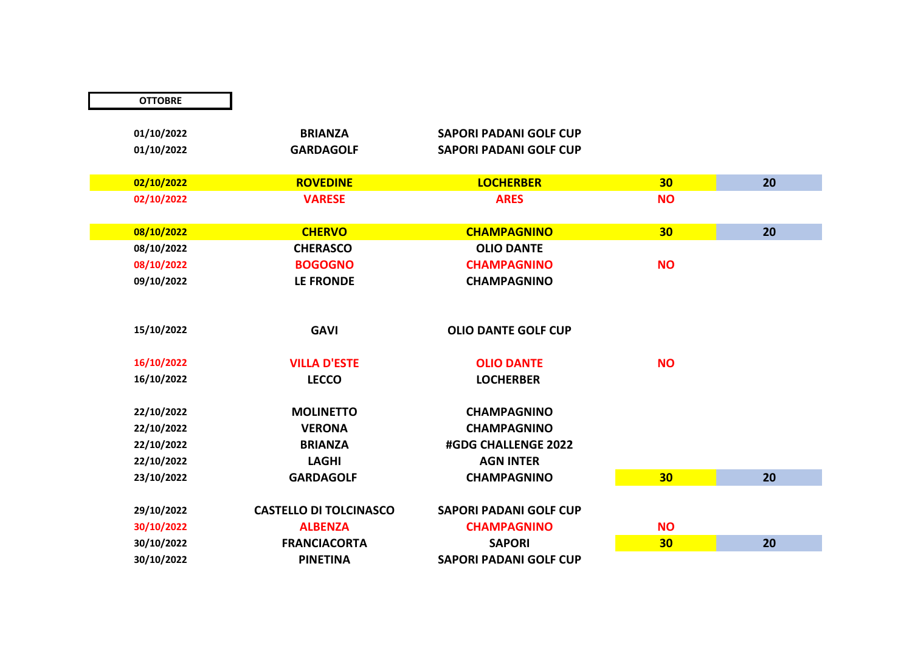**OTTOBRE**

| | | | | |
|---|---|---|---|---|
| 01/10/2022 | BRIANZA | SAPORI PADANI GOLF CUP | | |
| 01/10/2022 | GARDAGOLF | SAPORI PADANI GOLF CUP | | |
| | | | | |
| 02/10/2022 | ROVEDINE | LOCHERBER | 30 | 20 |
| 02/10/2022 | VARESE | ARES | NO | |
| | | | | |
| 08/10/2022 | CHERVO | CHAMPAGNINO | 30 | 20 |
| 08/10/2022 | CHERASCO | OLIO DANTE | | |
| 08/10/2022 | BOGOGNO | CHAMPAGNINO | NO | |
| 09/10/2022 | LE FRONDE | CHAMPAGNINO | | |
| | | | | |
| 15/10/2022 | GAVI | OLIO DANTE GOLF CUP | | |
| | | | | |
| 16/10/2022 | VILLA D'ESTE | OLIO DANTE | NO | |
| 16/10/2022 | LECCO | LOCHERBER | | |
| | | | | |
| 22/10/2022 | MOLINETTO | CHAMPAGNINO | | |
| 22/10/2022 | VERONA | CHAMPAGNINO | | |
| 22/10/2022 | BRIANZA | #GDG CHALLENGE 2022 | | |
| 22/10/2022 | LAGHI | AGN INTER | | |
| 23/10/2022 | GARDAGOLF | CHAMPAGNINO | 30 | 20 |
| | | | | |
| 29/10/2022 | CASTELLO DI TOLCINASCO | SAPORI PADANI GOLF CUP | | |
| 30/10/2022 | ALBENZA | CHAMPAGNINO | NO | |
| 30/10/2022 | FRANCIACORTA | SAPORI | 30 | 20 |
| 30/10/2022 | PINETINA | SAPORI PADANI GOLF CUP | | |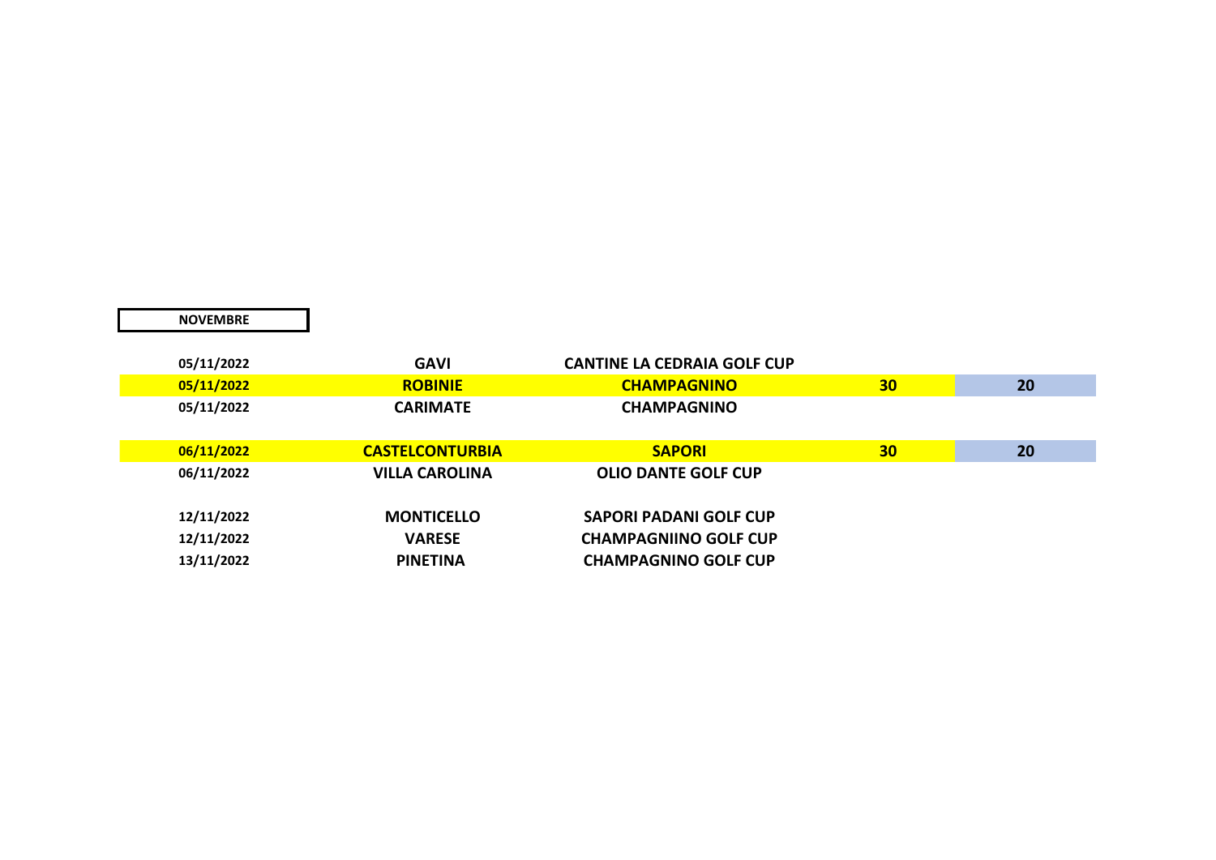**NOVEMBRE**

| | | | | |
|---|---|---|---|---|
| 05/11/2022 | GAVI | CANTINE LA CEDRAIA GOLF CUP | | |
| 05/11/2022 | ROBINIE | CHAMPAGNINO | 30 | 20 |
| 05/11/2022 | CARIMATE | CHAMPAGNINO | | |
| | | | | |
| 06/11/2022 | CASTELCONTURBIA | SAPORI | 30 | 20 |
| 06/11/2022 | VILLA CAROLINA | OLIO DANTE GOLF CUP | | |
| | | | | |
| 12/11/2022 | MONTICELLO | SAPORI PADANI GOLF CUP | | |
| 12/11/2022 | VARESE | CHAMPAGNIINO GOLF CUP | | |
| 13/11/2022 | PINETINA | CHAMPAGNINO GOLF CUP | | |